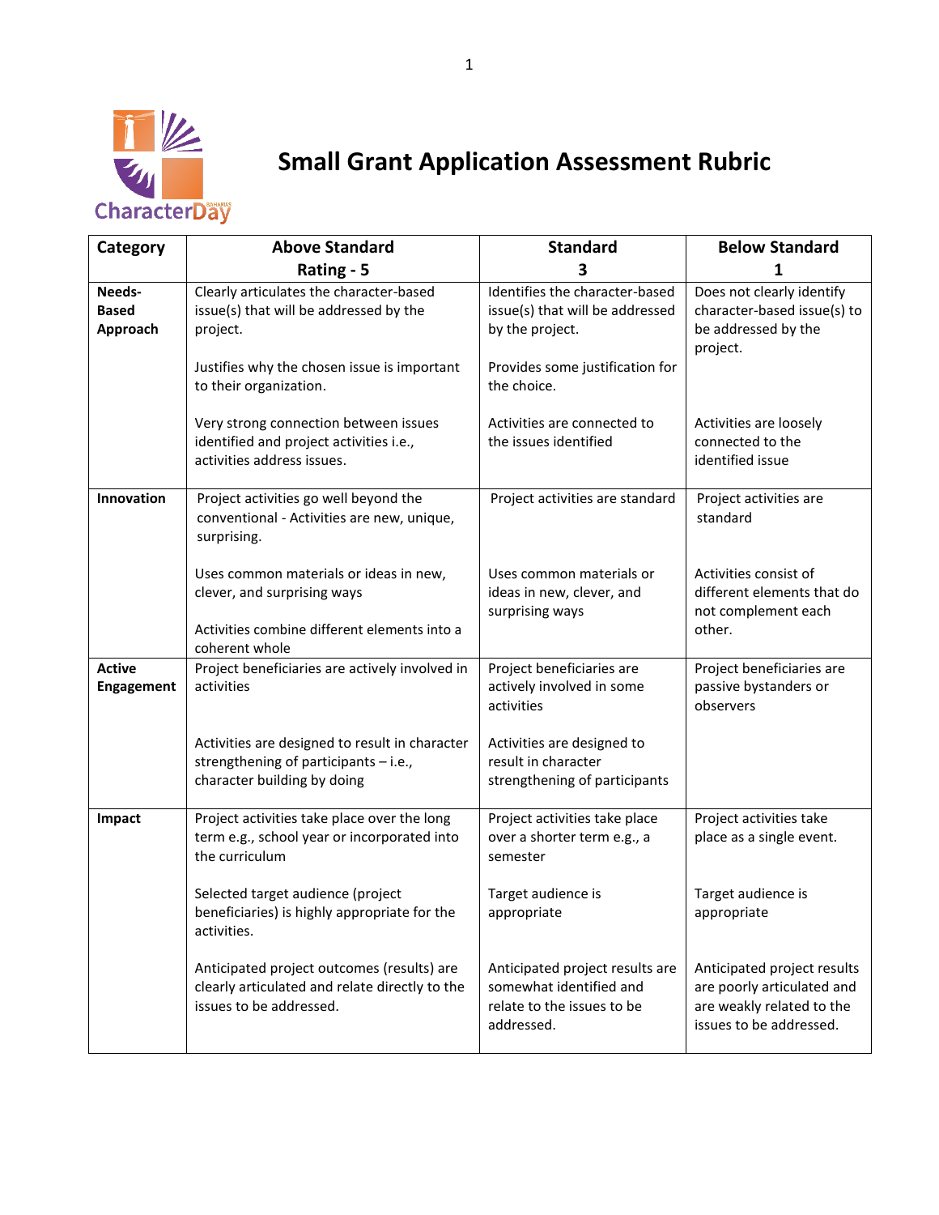# Small Grant Application Assessment Rubric

| Category | Above Standard<br>Rating - 5 | Standard<br>3 | Below Standard<br>1 |
|---|---|---|---|
| **Needs-Based Approach** | Clearly articulates the character-based issue(s) that will be addressed by the project.<br><br>Justifies why the chosen issue is important to their organization.<br><br>Very strong connection between issues identified and project activities i.e., activities address issues. | Identifies the character-based issue(s) that will be addressed by the project.<br><br>Provides some justification for the choice.<br><br>Activities are connected to the issues identified | Does not clearly identify character-based issue(s) to be addressed by the project.<br><br>Activities are loosely connected to the identified issue |
| **Innovation** | Project activities go well beyond the conventional - Activities are new, unique, surprising.<br><br>Uses common materials or ideas in new, clever, and surprising ways<br><br>Activities combine different elements into a coherent whole | Project activities are standard<br><br>Uses common materials or ideas in new, clever, and surprising ways | Project activities are standard<br><br>Activities consist of different elements that do not complement each other. |
| **Active Engagement** | Project beneficiaries are actively involved in activities<br><br>Activities are designed to result in character strengthening of participants – i.e., character building by doing | Project beneficiaries are actively involved in some activities<br><br>Activities are designed to result in character strengthening of participants | Project beneficiaries are passive bystanders or observers |
| **Impact** | Project activities take place over the long term e.g., school year or incorporated into the curriculum<br><br>Selected target audience (project beneficiaries) is highly appropriate for the activities.<br><br>Anticipated project outcomes (results) are clearly articulated and relate directly to the issues to be addressed. | Project activities take place over a shorter term e.g., a semester<br><br>Target audience is appropriate<br><br>Anticipated project results are somewhat identified and relate to the issues to be addressed. | Project activities take place as a single event.<br><br>Target audience is appropriate<br><br>Anticipated project results are poorly articulated and are weakly related to the issues to be addressed. |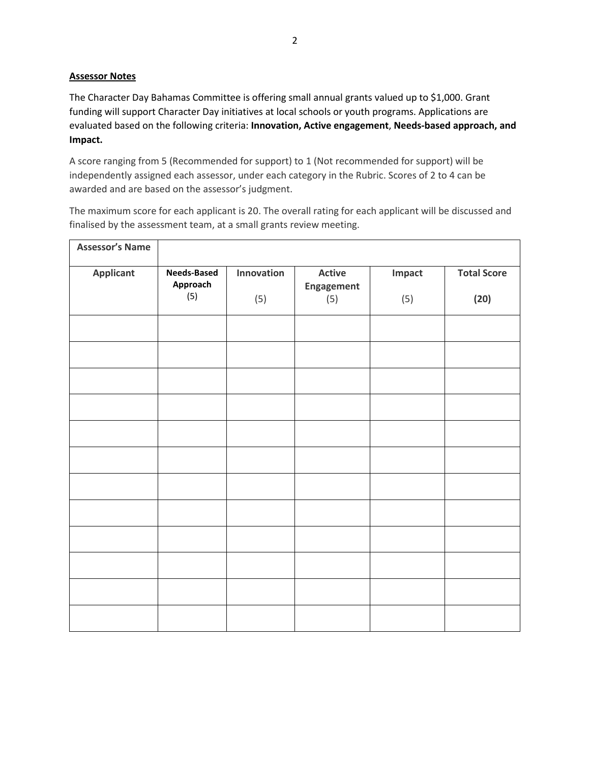**Assessor Notes**

The Character Day Bahamas Committee is offering small annual grants valued up to $1,000. Grant funding will support Character Day initiatives at local schools or youth programs. Applications are evaluated based on the following criteria: **Innovation, Active engagement**, **Needs-based approach, and Impact.**

A score ranging from 5 (Recommended for support) to 1 (Not recommended for support) will be independently assigned each assessor, under each category in the Rubric. Scores of 2 to 4 can be awarded and are based on the assessor's judgment.

The maximum score for each applicant is 20. The overall rating for each applicant will be discussed and finalised by the assessment team, at a small grants review meeting.

| **Assessor's Name** | | | | | |
|---|---|---|---|---|---|
| **Applicant** | **Needs-Based Approach** (5) | **Innovation** (5) | **Active Engagement** (5) | **Impact** (5) | **Total Score** **(20)** |
| | | | | | |
| | | | | | |
| | | | | | |
| | | | | | |
| | | | | | |
| | | | | | |
| | | | | | |
| | | | | | |
| | | | | | |
| | | | | | |
| | | | | | |
| | | | | | |